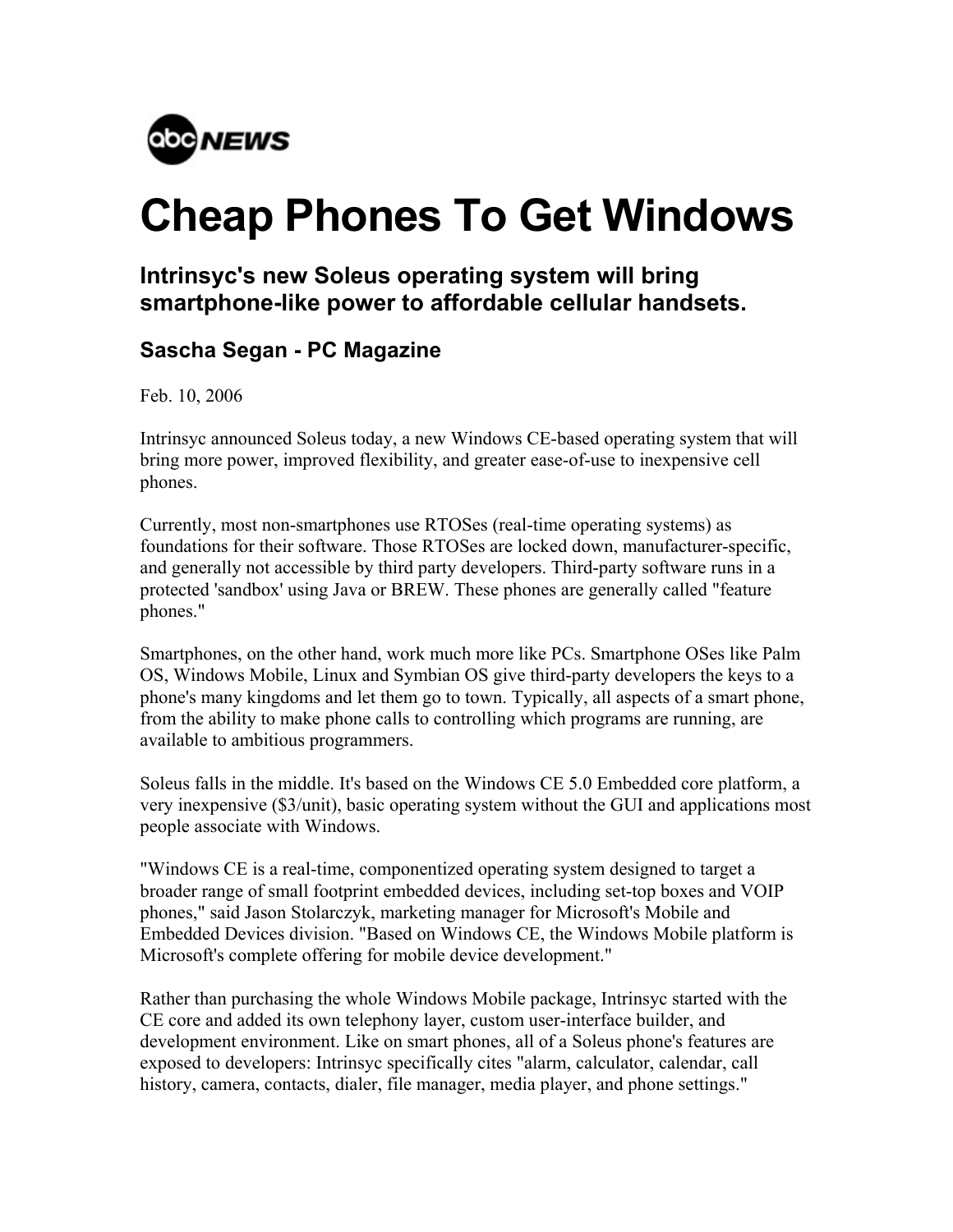abc NEWS

# Cheap Phones To Get Windows

## Intrinsyc's new Soleus operating system will bring smartphone-like power to affordable cellular handsets.

### Sascha Segan - PC Magazine

Feb. 10, 2006

Intrinsyc announced Soleus today, a new Windows CE-based operating system that will bring more power, improved flexibility, and greater ease-of-use to inexpensive cell phones.

Currently, most non-smartphones use RTOSes (real-time operating systems) as foundations for their software. Those RTOSes are locked down, manufacturer-specific, and generally not accessible by third party developers. Third-party software runs in a protected 'sandbox' using Java or BREW. These phones are generally called "feature phones."

Smartphones, on the other hand, work much more like PCs. Smartphone OSes like Palm OS, Windows Mobile, Linux and Symbian OS give third-party developers the keys to a phone's many kingdoms and let them go to town. Typically, all aspects of a smart phone, from the ability to make phone calls to controlling which programs are running, are available to ambitious programmers.

Soleus falls in the middle. It's based on the Windows CE 5.0 Embedded core platform, a very inexpensive ($3/unit), basic operating system without the GUI and applications most people associate with Windows.

"Windows CE is a real-time, componentized operating system designed to target a broader range of small footprint embedded devices, including set-top boxes and VOIP phones," said Jason Stolarczyk, marketing manager for Microsoft's Mobile and Embedded Devices division. "Based on Windows CE, the Windows Mobile platform is Microsoft's complete offering for mobile device development."

Rather than purchasing the whole Windows Mobile package, Intrinsyc started with the CE core and added its own telephony layer, custom user-interface builder, and development environment. Like on smart phones, all of a Soleus phone's features are exposed to developers: Intrinsyc specifically cites "alarm, calculator, calendar, call history, camera, contacts, dialer, file manager, media player, and phone settings."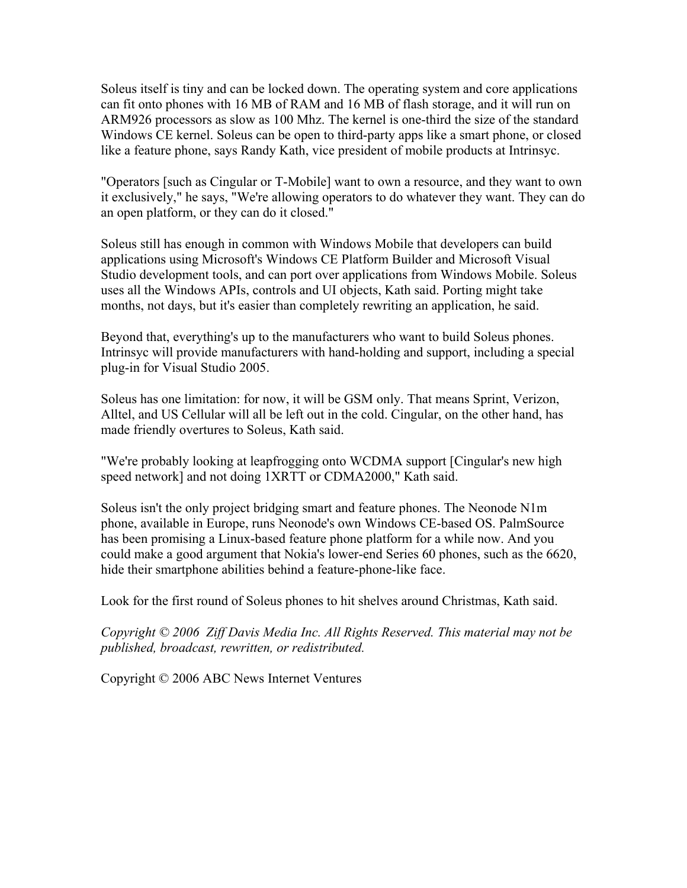Soleus itself is tiny and can be locked down. The operating system and core applications can fit onto phones with 16 MB of RAM and 16 MB of flash storage, and it will run on ARM926 processors as slow as 100 Mhz. The kernel is one-third the size of the standard Windows CE kernel. Soleus can be open to third-party apps like a smart phone, or closed like a feature phone, says Randy Kath, vice president of mobile products at Intrinsyc.

"Operators [such as Cingular or T-Mobile] want to own a resource, and they want to own it exclusively," he says, "We're allowing operators to do whatever they want. They can do an open platform, or they can do it closed."

Soleus still has enough in common with Windows Mobile that developers can build applications using Microsoft's Windows CE Platform Builder and Microsoft Visual Studio development tools, and can port over applications from Windows Mobile. Soleus uses all the Windows APIs, controls and UI objects, Kath said. Porting might take months, not days, but it's easier than completely rewriting an application, he said.

Beyond that, everything's up to the manufacturers who want to build Soleus phones. Intrinsyc will provide manufacturers with hand-holding and support, including a special plug-in for Visual Studio 2005.

Soleus has one limitation: for now, it will be GSM only. That means Sprint, Verizon, Alltel, and US Cellular will all be left out in the cold. Cingular, on the other hand, has made friendly overtures to Soleus, Kath said.

"We're probably looking at leapfrogging onto WCDMA support [Cingular's new high speed network] and not doing 1XRTT or CDMA2000," Kath said.

Soleus isn't the only project bridging smart and feature phones. The Neonode N1m phone, available in Europe, runs Neonode's own Windows CE-based OS. PalmSource has been promising a Linux-based feature phone platform for a while now. And you could make a good argument that Nokia's lower-end Series 60 phones, such as the 6620, hide their smartphone abilities behind a feature-phone-like face.

Look for the first round of Soleus phones to hit shelves around Christmas, Kath said.

*Copyright © 2006 Ziff Davis Media Inc. All Rights Reserved. This material may not be published, broadcast, rewritten, or redistributed.*

Copyright © 2006 ABC News Internet Ventures